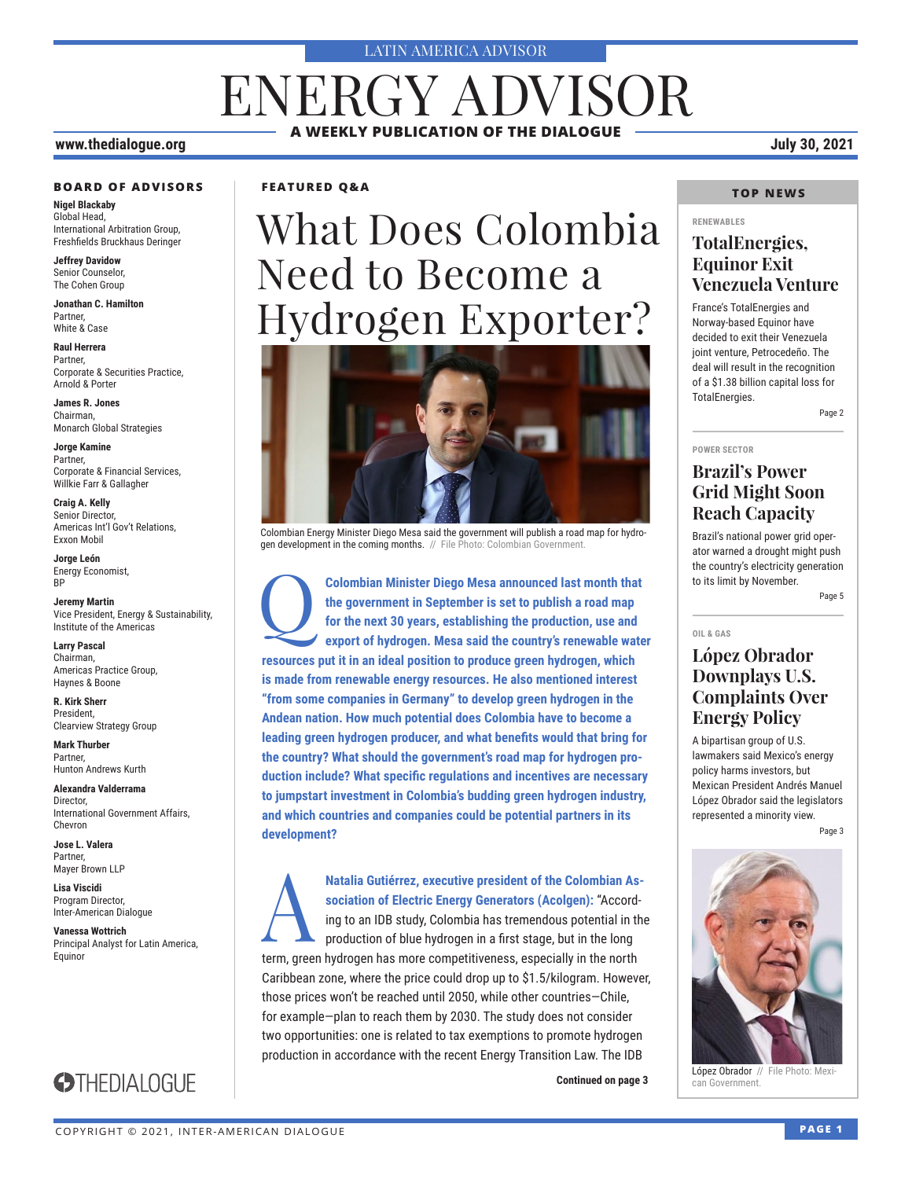LATIN AMERICA ADVISOR

# ENERGY ADVISOR

**A WEEKLY PUBLICATION OF THE DIALOGUE**

www.thedialogue.org

July 30, 2021

### BOARD OF ADVISORS

**Nigel Blackaby**
Global Head,
International Arbitration Group,
Freshfields Bruckhaus Deringer

**Jeffrey Davidow**
Senior Counselor,
The Cohen Group

**Jonathan C. Hamilton**
Partner,
White & Case

**Raul Herrera**
Partner,
Corporate & Securities Practice,
Arnold & Porter

**James R. Jones**
Chairman,
Monarch Global Strategies

**Jorge Kamine**
Partner,
Corporate & Financial Services,
Willkie Farr & Gallagher

**Craig A. Kelly**
Senior Director,
Americas Int'l Gov't Relations,
Exxon Mobil

**Jorge León**
Energy Economist,
BP

**Jeremy Martin**
Vice President, Energy & Sustainability,
Institute of the Americas

**Larry Pascal**
Chairman,
Americas Practice Group,
Haynes & Boone

**R. Kirk Sherr**
President,
Clearview Strategy Group

**Mark Thurber**
Partner,
Hunton Andrews Kurth

**Alexandra Valderrama**
Director,
International Government Affairs,
Chevron

**Jose L. Valera**
Partner,
Mayer Brown LLP

**Lisa Viscidi**
Program Director,
Inter-American Dialogue

**Vanessa Wottrich**
Principal Analyst for Latin America,
Equinor

THEDIALOGUE

### FEATURED Q&A

## What Does Colombia Need to Become a Hydrogen Exporter?

Colombian Energy Minister Diego Mesa said the government will publish a road map for hydrogen development in the coming months. // File Photo: Colombian Government.

**Q** **Colombian Minister Diego Mesa announced last month that the government in September is set to publish a road map for the next 30 years, establishing the production, use and export of hydrogen. Mesa said the country's renewable water resources put it in an ideal position to produce green hydrogen, which is made from renewable energy resources. He also mentioned interest "from some companies in Germany" to develop green hydrogen in the Andean nation. How much potential does Colombia have to become a leading green hydrogen producer, and what benefits would that bring for the country? What should the government's road map for hydrogen production include? What specific regulations and incentives are necessary to jumpstart investment in Colombia's budding green hydrogen industry, and which countries and companies could be potential partners in its development?**

**A** **Natalia Gutiérrez, executive president of the Colombian Association of Electric Energy Generators (Acolgen):** "According to an IDB study, Colombia has tremendous potential in the production of blue hydrogen in a first stage, but in the long term, green hydrogen has more competitiveness, especially in the north Caribbean zone, where the price could drop up to $1.5/kilogram. However, those prices won't be reached until 2050, while other countries—Chile, for example—plan to reach them by 2030. The study does not consider two opportunities: one is related to tax exemptions to promote hydrogen production in accordance with the recent Energy Transition Law. The IDB

**Continued on page 3**

### TOP NEWS

RENEWABLES

#### TotalEnergies, Equinor Exit Venezuela Venture

France's TotalEnergies and Norway-based Equinor have decided to exit their Venezuela joint venture, Petrocedeño. The deal will result in the recognition of a $1.38 billion capital loss for TotalEnergies.

Page 2

POWER SECTOR

#### Brazil's Power Grid Might Soon Reach Capacity

Brazil's national power grid operator warned a drought might push the country's electricity generation to its limit by November.

Page 5

OIL & GAS

#### López Obrador Downplays U.S. Complaints Over Energy Policy

A bipartisan group of U.S. lawmakers said Mexico's energy policy harms investors, but Mexican President Andrés Manuel López Obrador said the legislators represented a minority view.

Page 3

López Obrador // File Photo: Mexican Government.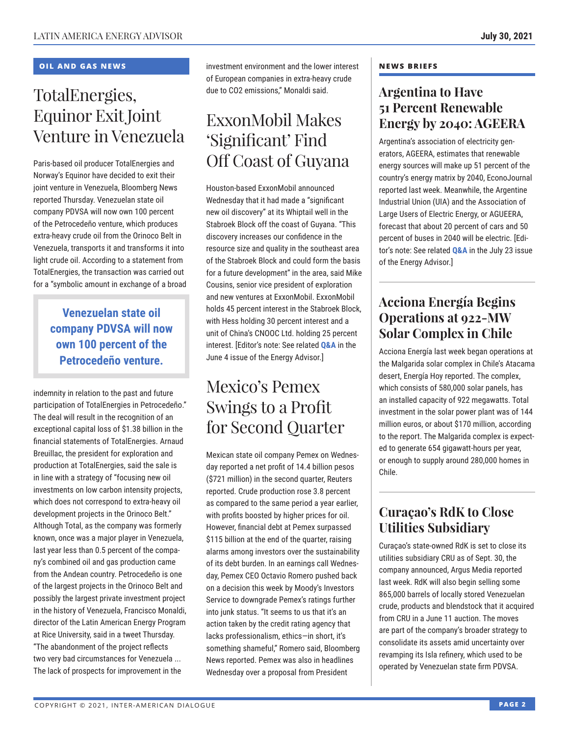## OIL AND GAS NEWS

# TotalEnergies, Equinor Exit Joint Venture in Venezuela

Paris-based oil producer TotalEnergies and Norway's Equinor have decided to exit their joint venture in Venezuela, Bloomberg News reported Thursday. Venezuelan state oil company PDVSA will now own 100 percent of the Petrocedeño venture, which produces extra-heavy crude oil from the Orinoco Belt in Venezuela, transports it and transforms it into light crude oil. According to a statement from TotalEnergies, the transaction was carried out for a "symbolic amount in exchange of a broad indemnity in relation to the past and future participation of TotalEnergies in Petrocedeño." The deal will result in the recognition of an exceptional capital loss of $1.38 billion in the financial statements of TotalEnergies. Arnaud Breuillac, the president for exploration and production at TotalEnergies, said the sale is in line with a strategy of "focusing new oil investments on low carbon intensity projects, which does not correspond to extra-heavy oil development projects in the Orinoco Belt." Although Total, as the company was formerly known, once was a major player in Venezuela, last year less than 0.5 percent of the company's combined oil and gas production came from the Andean country. Petrocedeño is one of the largest projects in the Orinoco Belt and possibly the largest private investment project in the history of Venezuela, Francisco Monaldi, director of the Latin American Energy Program at Rice University, said in a tweet Thursday. "The abandonment of the project reflects two very bad circumstances for Venezuela ... The lack of prospects for improvement in the investment environment and the lower interest of European companies in extra-heavy crude due to CO2 emissions," Monaldi said.

> **Venezuelan state oil company PDVSA will now own 100 percent of the Petrocedeño venture.**

# ExxonMobil Makes 'Significant' Find Off Coast of Guyana

Houston-based ExxonMobil announced Wednesday that it had made a "significant new oil discovery" at its Whiptail well in the Stabroek Block off the coast of Guyana. "This discovery increases our confidence in the resource size and quality in the southeast area of the Stabroek Block and could form the basis for a future development" in the area, said Mike Cousins, senior vice president of exploration and new ventures at ExxonMobil. ExxonMobil holds 45 percent interest in the Stabroek Block, with Hess holding 30 percent interest and a unit of China's CNOOC Ltd. holding 25 percent interest. [Editor's note: See related **Q&A** in the June 4 issue of the Energy Advisor.]

# Mexico's Pemex Swings to a Profit for Second Quarter

Mexican state oil company Pemex on Wednesday reported a net profit of 14.4 billion pesos ($721 million) in the second quarter, Reuters reported. Crude production rose 3.8 percent as compared to the same period a year earlier, with profits boosted by higher prices for oil. However, financial debt at Pemex surpassed $115 billion at the end of the quarter, raising alarms among investors over the sustainability of its debt burden. In an earnings call Wednesday, Pemex CEO Octavio Romero pushed back on a decision this week by Moody's Investors Service to downgrade Pemex's ratings further into junk status. "It seems to us that it's an action taken by the credit rating agency that lacks professionalism, ethics—in short, it's something shameful," Romero said, Bloomberg News reported. Pemex was also in headlines Wednesday over a proposal from President

## NEWS BRIEFS

### Argentina to Have 51 Percent Renewable Energy by 2040: AGEERA

Argentina's association of electricity generators, AGEERA, estimates that renewable energy sources will make up 51 percent of the country's energy matrix by 2040, EconoJournal reported last week. Meanwhile, the Argentine Industrial Union (UIA) and the Association of Large Users of Electric Energy, or AGUEERA, forecast that about 20 percent of cars and 50 percent of buses in 2040 will be electric. [Editor's note: See related **Q&A** in the July 23 issue of the Energy Advisor.]

### Acciona Energía Begins Operations at 922-MW Solar Complex in Chile

Acciona Energía last week began operations at the Malgarida solar complex in Chile's Atacama desert, Energía Hoy reported. The complex, which consists of 580,000 solar panels, has an installed capacity of 922 megawatts. Total investment in the solar power plant was of 144 million euros, or about $170 million, according to the report. The Malgarida complex is expected to generate 654 gigawatt-hours per year, or enough to supply around 280,000 homes in Chile.

### Curaçao's RdK to Close Utilities Subsidiary

Curaçao's state-owned RdK is set to close its utilities subsidiary CRU as of Sept. 30, the company announced, Argus Media reported last week. RdK will also begin selling some 865,000 barrels of locally stored Venezuelan crude, products and blendstock that it acquired from CRU in a June 11 auction. The moves are part of the company's broader strategy to consolidate its assets amid uncertainty over revamping its Isla refinery, which used to be operated by Venezuelan state firm PDVSA.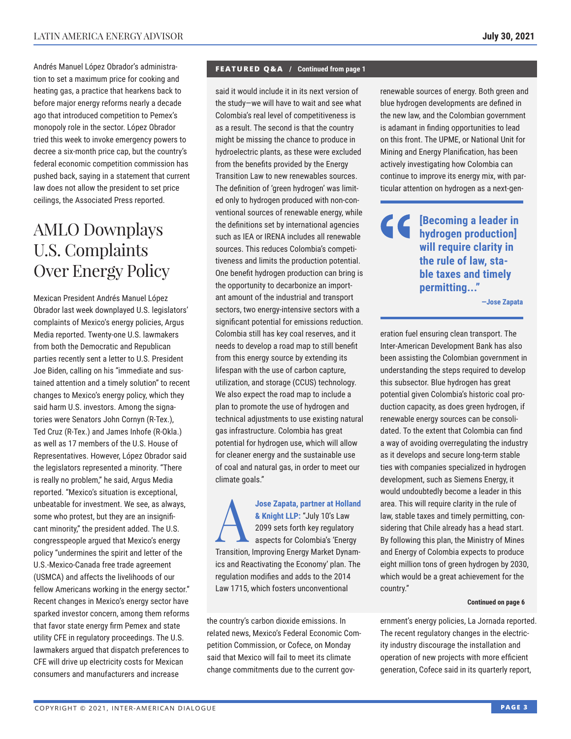Andrés Manuel López Obrador's administration to set a maximum price for cooking and heating gas, a practice that hearkens back to before major energy reforms nearly a decade ago that introduced competition to Pemex's monopoly role in the sector. López Obrador tried this week to invoke emergency powers to decree a six-month price cap, but the country's federal economic competition commission has pushed back, saying in a statement that current law does not allow the president to set price ceilings, the Associated Press reported.

# AMLO Downplays U.S. Complaints Over Energy Policy

Mexican President Andrés Manuel López Obrador last week downplayed U.S. legislators' complaints of Mexico's energy policies, Argus Media reported. Twenty-one U.S. lawmakers from both the Democratic and Republican parties recently sent a letter to U.S. President Joe Biden, calling on his "immediate and sustained attention and a timely solution" to recent changes to Mexico's energy policy, which they said harm U.S. investors. Among the signatories were Senators John Cornyn (R-Tex.), Ted Cruz (R-Tex.) and James Inhofe (R-Okla.) as well as 17 members of the U.S. House of Representatives. However, López Obrador said the legislators represented a minority. "There is really no problem," he said, Argus Media reported. "Mexico's situation is exceptional, unbeatable for investment. We see, as always, some who protest, but they are an insignificant minority," the president added. The U.S. congresspeople argued that Mexico's energy policy "undermines the spirit and letter of the U.S.-Mexico-Canada free trade agreement (USMCA) and affects the livelihoods of our fellow Americans working in the energy sector." Recent changes in Mexico's energy sector have sparked investor concern, among them reforms that favor state energy firm Pemex and state utility CFE in regulatory proceedings. The U.S. lawmakers argued that dispatch preferences to CFE will drive up electricity costs for Mexican consumers and manufacturers and increase the country's carbon dioxide emissions. In related news, Mexico's Federal Economic Competition Commission, or Cofece, on Monday said that Mexico will fail to meet its climate change commitments due to the current government's energy policies, La Jornada reported. The recent regulatory changes in the electricity industry discourage the installation and operation of new projects with more efficient generation, Cofece said in its quarterly report,

**FEATURED Q&A / Continued from page 1**

said it would include it in its next version of the study—we will have to wait and see what Colombia's real level of competitiveness is as a result. The second is that the country might be missing the chance to produce in hydroelectric plants, as these were excluded from the benefits provided by the Energy Transition Law to new renewables sources. The definition of 'green hydrogen' was limited only to hydrogen produced with non-conventional sources of renewable energy, while the definitions set by international agencies such as IEA or IRENA includes all renewable sources. This reduces Colombia's competitiveness and limits the production potential. One benefit hydrogen production can bring is the opportunity to decarbonize an important amount of the industrial and transport sectors, two energy-intensive sectors with a significant potential for emissions reduction. Colombia still has key coal reserves, and it needs to develop a road map to still benefit from this energy source by extending its lifespan with the use of carbon capture, utilization, and storage (CCUS) technology. We also expect the road map to include a plan to promote the use of hydrogen and technical adjustments to use existing natural gas infrastructure. Colombia has great potential for hydrogen use, which will allow for cleaner energy and the sustainable use of coal and natural gas, in order to meet our climate goals."

**Jose Zapata, partner at Holland & Knight LLP:** "July 10's Law 2099 sets forth key regulatory aspects for Colombia's 'Energy Transition, Improving Energy Market Dynamics and Reactivating the Economy' plan. The regulation modifies and adds to the 2014 Law 1715, which fosters unconventional renewable sources of energy. Both green and blue hydrogen developments are defined in the new law, and the Colombian government is adamant in finding opportunities to lead on this front. The UPME, or National Unit for Mining and Energy Planification, has been actively investigating how Colombia can continue to improve its energy mix, with particular attention on hydrogen as a next-generation fuel ensuring clean transport. The Inter-American Development Bank has also been assisting the Colombian government in understanding the steps required to develop this subsector. Blue hydrogen has great potential given Colombia's historic coal production capacity, as does green hydrogen, if renewable energy sources can be consolidated. To the extent that Colombia can find a way of avoiding overregulating the industry as it develops and secure long-term stable ties with companies specialized in hydrogen development, such as Siemens Energy, it would undoubtedly become a leader in this area. This will require clarity in the rule of law, stable taxes and timely permitting, considering that Chile already has a head start. By following this plan, the Ministry of Mines and Energy of Colombia expects to produce eight million tons of green hydrogen by 2030, which would be a great achievement for the country."

> **"[Becoming a leader in hydrogen production] will require clarity in the rule of law, stable taxes and timely permitting..."**
>
> **—Jose Zapata**

**Continued on page 6**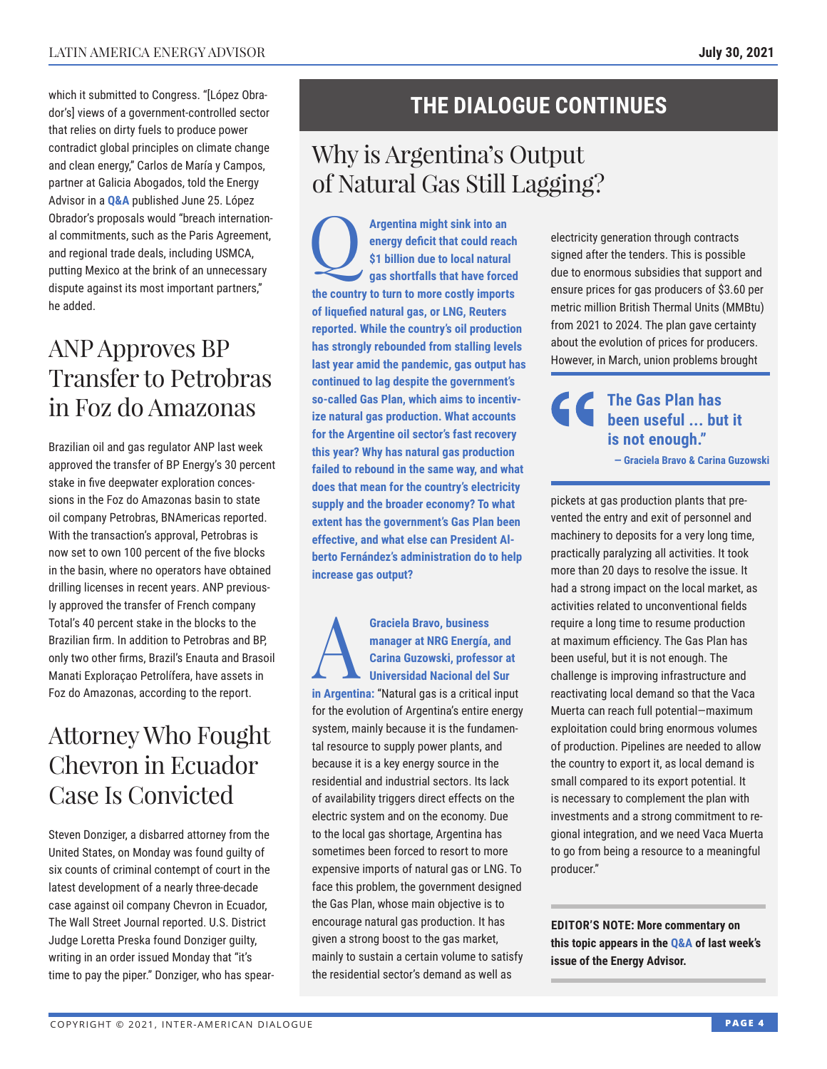which it submitted to Congress. "[López Obrador's] views of a government-controlled sector that relies on dirty fuels to produce power contradict global principles on climate change and clean energy," Carlos de María y Campos, partner at Galicia Abogados, told the Energy Advisor in a **Q&A** published June 25. López Obrador's proposals would "breach international commitments, such as the Paris Agreement, and regional trade deals, including USMCA, putting Mexico at the brink of an unnecessary dispute against its most important partners," he added.

## ANP Approves BP Transfer to Petrobras in Foz do Amazonas

Brazilian oil and gas regulator ANP last week approved the transfer of BP Energy's 30 percent stake in five deepwater exploration concessions in the Foz do Amazonas basin to state oil company Petrobras, BNAmericas reported. With the transaction's approval, Petrobras is now set to own 100 percent of the five blocks in the basin, where no operators have obtained drilling licenses in recent years. ANP previously approved the transfer of French company Total's 40 percent stake in the blocks to the Brazilian firm. In addition to Petrobras and BP, only two other firms, Brazil's Enauta and Brasoil Manati Exploraçao Petrolífera, have assets in Foz do Amazonas, according to the report.

## Attorney Who Fought Chevron in Ecuador Case Is Convicted

Steven Donziger, a disbarred attorney from the United States, on Monday was found guilty of six counts of criminal contempt of court in the latest development of a nearly three-decade case against oil company Chevron in Ecuador, The Wall Street Journal reported. U.S. District Judge Loretta Preska found Donziger guilty, writing in an order issued Monday that "it's time to pay the piper." Donziger, who has spear-

# THE DIALOGUE CONTINUES

## Why is Argentina's Output of Natural Gas Still Lagging?

**Q: Argentina might sink into an energy deficit that could reach $1 billion due to local natural gas shortfalls that have forced the country to turn to more costly imports of liquefied natural gas, or LNG, Reuters reported. While the country's oil production has strongly rebounded from stalling levels last year amid the pandemic, gas output has continued to lag despite the government's so-called Gas Plan, which aims to incentivize natural gas production. What accounts for the Argentine oil sector's fast recovery this year? Why has natural gas production failed to rebound in the same way, and what does that mean for the country's electricity supply and the broader economy? To what extent has the government's Gas Plan been effective, and what else can President Alberto Fernández's administration do to help increase gas output?**

**A: Graciela Bravo, business manager at NRG Energía, and Carina Guzowski, professor at Universidad Nacional del Sur in Argentina:** "Natural gas is a critical input for the evolution of Argentina's entire energy system, mainly because it is the fundamental resource to supply power plants, and because it is a key energy source in the residential and industrial sectors. Its lack of availability triggers direct effects on the electric system and on the economy. Due to the local gas shortage, Argentina has sometimes been forced to resort to more expensive imports of natural gas or LNG. To face this problem, the government designed the Gas Plan, whose main objective is to encourage natural gas production. It has given a strong boost to the gas market, mainly to sustain a certain volume to satisfy the residential sector's demand as well as electricity generation through contracts signed after the tenders. This is possible due to enormous subsidies that support and ensure prices for gas producers of $3.60 per metric million British Thermal Units (MMBtu) from 2021 to 2024. The plan gave certainty about the evolution of prices for producers. However, in March, union problems brought pickets at gas production plants that prevented the entry and exit of personnel and machinery to deposits for a very long time, practically paralyzing all activities. It took more than 20 days to resolve the issue. It had a strong impact on the local market, as activities related to unconventional fields require a long time to resume production at maximum efficiency. The Gas Plan has been useful, but it is not enough. The challenge is improving infrastructure and reactivating local demand so that the Vaca Muerta can reach full potential—maximum exploitation could bring enormous volumes of production. Pipelines are needed to allow the country to export it, as local demand is small compared to its export potential. It is necessary to complement the plan with investments and a strong commitment to regional integration, and we need Vaca Muerta to go from being a resource to a meaningful producer."

> **"The Gas Plan has been useful ... but it is not enough."**
> — Graciela Bravo & Carina Guzowski

**EDITOR'S NOTE: More commentary on this topic appears in the Q&A of last week's issue of the Energy Advisor.**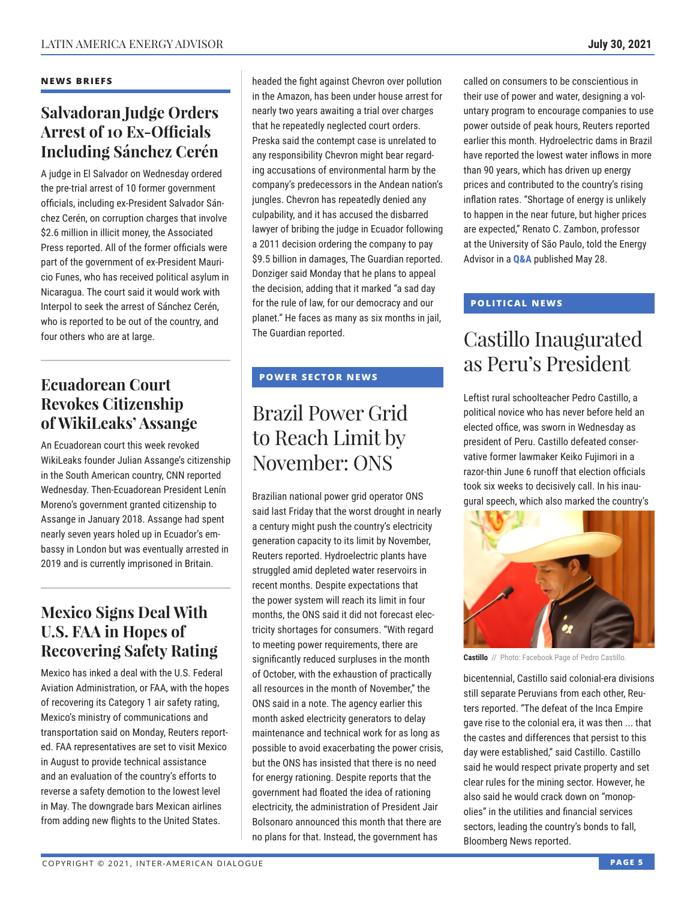## NEWS BRIEFS

### Salvadoran Judge Orders Arrest of 10 Ex-Officials Including Sánchez Cerén

A judge in El Salvador on Wednesday ordered the pre-trial arrest of 10 former government officials, including ex-President Salvador Sánchez Cerén, on corruption charges that involve $2.6 million in illicit money, the Associated Press reported. All of the former officials were part of the government of ex-President Mauricio Funes, who has received political asylum in Nicaragua. The court said it would work with Interpol to seek the arrest of Sánchez Cerén, who is reported to be out of the country, and four others who are at large.

### Ecuadorean Court Revokes Citizenship of WikiLeaks' Assange

An Ecuadorean court this week revoked WikiLeaks founder Julian Assange's citizenship in the South American country, CNN reported Wednesday. Then-Ecuadorean President Lenín Moreno's government granted citizenship to Assange in January 2018. Assange had spent nearly seven years holed up in Ecuador's embassy in London but was eventually arrested in 2019 and is currently imprisoned in Britain.

### Mexico Signs Deal With U.S. FAA in Hopes of Recovering Safety Rating

Mexico has inked a deal with the U.S. Federal Aviation Administration, or FAA, with the hopes of recovering its Category 1 air safety rating, Mexico's ministry of communications and transportation said on Monday, Reuters reported. FAA representatives are set to visit Mexico in August to provide technical assistance and an evaluation of the country's efforts to reverse a safety demotion to the lowest level in May. The downgrade bars Mexican airlines from adding new flights to the United States.

headed the fight against Chevron over pollution in the Amazon, has been under house arrest for nearly two years awaiting a trial over charges that he repeatedly neglected court orders. Preska said the contempt case is unrelated to any responsibility Chevron might bear regarding accusations of environmental harm by the company's predecessors in the Andean nation's jungles. Chevron has repeatedly denied any culpability, and it has accused the disbarred lawyer of bribing the judge in Ecuador following a 2011 decision ordering the company to pay $9.5 billion in damages, The Guardian reported. Donziger said Monday that he plans to appeal the decision, adding that it marked "a sad day for the rule of law, for our democracy and our planet." He faces as many as six months in jail, The Guardian reported.

## POWER SECTOR NEWS

### Brazil Power Grid to Reach Limit by November: ONS

Brazilian national power grid operator ONS said last Friday that the worst drought in nearly a century might push the country's electricity generation capacity to its limit by November, Reuters reported. Hydroelectric plants have struggled amid depleted water reservoirs in recent months. Despite expectations that the power system will reach its limit in four months, the ONS said it did not forecast electricity shortages for consumers. "With regard to meeting power requirements, there are significantly reduced surpluses in the month of October, with the exhaustion of practically all resources in the month of November," the ONS said in a note. The agency earlier this month asked electricity generators to delay maintenance and technical work for as long as possible to avoid exacerbating the power crisis, but the ONS has insisted that there is no need for energy rationing. Despite reports that the government had floated the idea of rationing electricity, the administration of President Jair Bolsonaro announced this month that there are no plans for that. Instead, the government has called on consumers to be conscientious in their use of power and water, designing a voluntary program to encourage companies to use power outside of peak hours, Reuters reported earlier this month. Hydroelectric dams in Brazil have reported the lowest water inflows in more than 90 years, which has driven up energy prices and contributed to the country's rising inflation rates. "Shortage of energy is unlikely to happen in the near future, but higher prices are expected," Renato C. Zambon, professor at the University of São Paulo, told the Energy Advisor in a **Q&A** published May 28.

## POLITICAL NEWS

### Castillo Inaugurated as Peru's President

Leftist rural schoolteacher Pedro Castillo, a political novice who has never before held an elected office, was sworn in Wednesday as president of Peru. Castillo defeated conservative former lawmaker Keiko Fujimori in a razor-thin June 6 runoff that election officials took six weeks to decisively call. In his inaugural speech, which also marked the country's bicentennial, Castillo said colonial-era divisions still separate Peruvians from each other, Reuters reported. "The defeat of the Inca Empire gave rise to the colonial era, it was then ... that the castes and differences that persist to this day were established," said Castillo. Castillo said he would respect private property and set clear rules for the mining sector. However, he also said he would crack down on "monopolies" in the utilities and financial services sectors, leading the country's bonds to fall, Bloomberg News reported.

**Castillo** // Photo: Facebook Page of Pedro Castillo.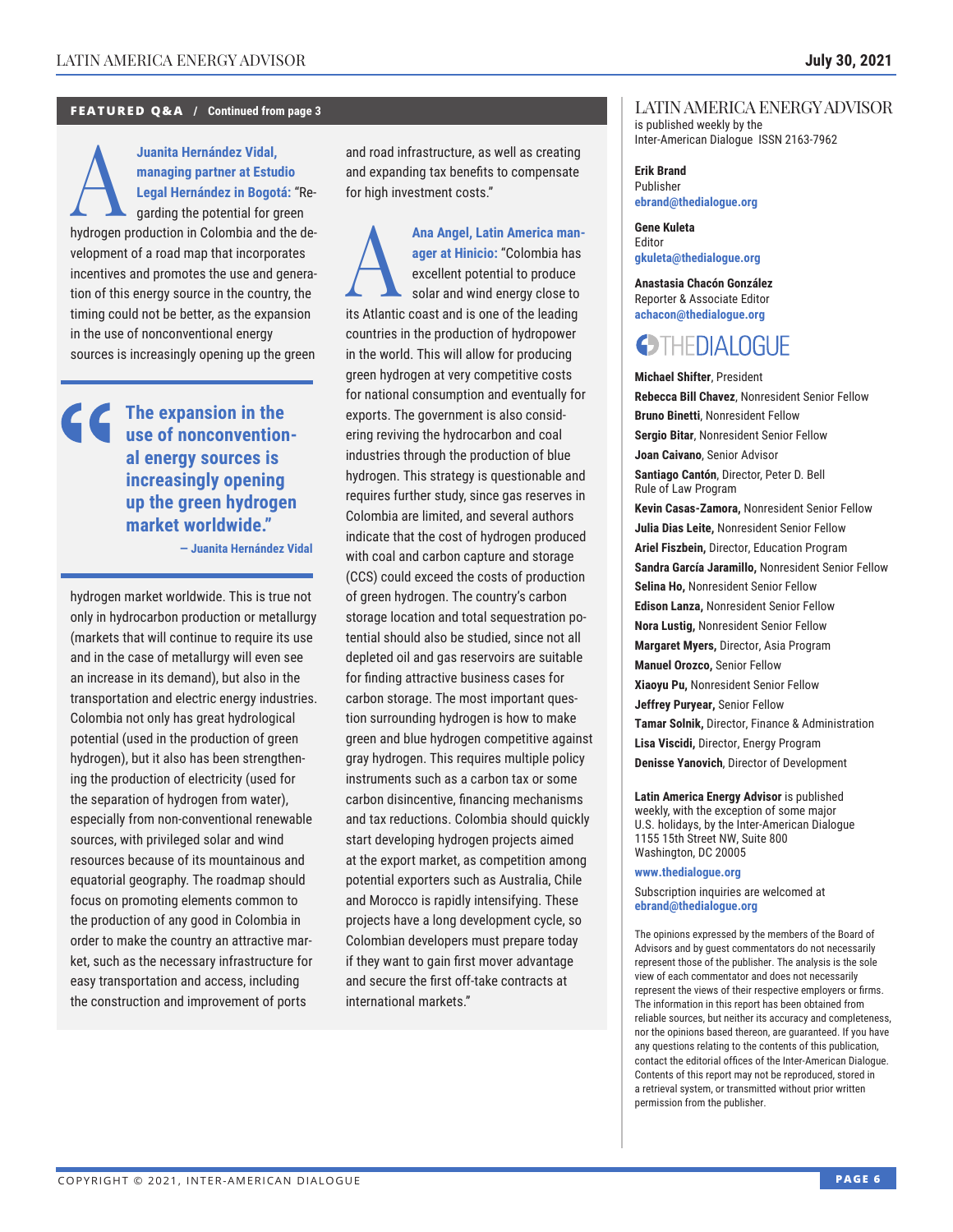**FEATURED Q&A / Continued from page 3**

**A** **Juanita Hernández Vidal, managing partner at Estudio Legal Hernández in Bogotá:** "Regarding the potential for green hydrogen production in Colombia and the development of a road map that incorporates incentives and promotes the use and generation of this energy source in the country, the timing could not be better, as the expansion in the use of nonconventional energy sources is increasingly opening up the green hydrogen market worldwide. This is true not only in hydrocarbon production or metallurgy (markets that will continue to require its use and in the case of metallurgy will even see an increase in its demand), but also in the transportation and electric energy industries. Colombia not only has great hydrological potential (used in the production of green hydrogen), but it also has been strengthening the production of electricity (used for the separation of hydrogen from water), especially from non-conventional renewable sources, with privileged solar and wind resources because of its mountainous and equatorial geography. The roadmap should focus on promoting elements common to the production of any good in Colombia in order to make the country an attractive market, such as the necessary infrastructure for easy transportation and access, including the construction and improvement of ports and road infrastructure, as well as creating and expanding tax benefits to compensate for high investment costs."

> **"The expansion in the use of nonconventional energy sources is increasingly opening up the green hydrogen market worldwide."**
> — Juanita Hernández Vidal

**A** **Ana Angel, Latin America manager at Hinicio:** "Colombia has excellent potential to produce solar and wind energy close to its Atlantic coast and is one of the leading countries in the production of hydropower in the world. This will allow for producing green hydrogen at very competitive costs for national consumption and eventually for exports. The government is also considering reviving the hydrocarbon and coal industries through the production of blue hydrogen. This strategy is questionable and requires further study, since gas reserves in Colombia are limited, and several authors indicate that the cost of hydrogen produced with coal and carbon capture and storage (CCS) could exceed the costs of production of green hydrogen. The country's carbon storage location and total sequestration potential should also be studied, since not all depleted oil and gas reservoirs are suitable for finding attractive business cases for carbon storage. The most important question surrounding hydrogen is how to make green and blue hydrogen competitive against gray hydrogen. This requires multiple policy instruments such as a carbon tax or some carbon disincentive, financing mechanisms and tax reductions. Colombia should quickly start developing hydrogen projects aimed at the export market, as competition among potential exporters such as Australia, Chile and Morocco is rapidly intensifying. These projects have a long development cycle, so Colombian developers must prepare today if they want to gain first mover advantage and secure the first off-take contracts at international markets."

---

LATIN AMERICA ENERGY ADVISOR
is published weekly by the Inter-American Dialogue ISSN 2163-7962

**Erik Brand**
Publisher
**ebrand@thedialogue.org**

**Gene Kuleta**
Editor
**gkuleta@thedialogue.org**

**Anastasia Chacón González**
Reporter & Associate Editor
**achacon@thedialogue.org**

THEDIALOGUE

**Michael Shifter**, President
**Rebecca Bill Chavez**, Nonresident Senior Fellow
**Bruno Binetti**, Nonresident Fellow
**Sergio Bitar**, Nonresident Senior Fellow
**Joan Caivano**, Senior Advisor
**Santiago Cantón**, Director, Peter D. Bell Rule of Law Program
**Kevin Casas-Zamora,** Nonresident Senior Fellow
**Julia Dias Leite,** Nonresident Senior Fellow
**Ariel Fiszbein,** Director, Education Program
**Sandra García Jaramillo,** Nonresident Senior Fellow
**Selina Ho,** Nonresident Senior Fellow
**Edison Lanza,** Nonresident Senior Fellow
**Nora Lustig,** Nonresident Senior Fellow
**Margaret Myers,** Director, Asia Program
**Manuel Orozco,** Senior Fellow
**Xiaoyu Pu,** Nonresident Senior Fellow
**Jeffrey Puryear,** Senior Fellow
**Tamar Solnik,** Director, Finance & Administration
**Lisa Viscidi,** Director, Energy Program
**Denisse Yanovich**, Director of Development

**Latin America Energy Advisor** is published weekly, with the exception of some major U.S. holidays, by the Inter-American Dialogue
1155 15th Street NW, Suite 800
Washington, DC 20005

**www.thedialogue.org**

Subscription inquiries are welcomed at **ebrand@thedialogue.org**

The opinions expressed by the members of the Board of Advisors and by guest commentators do not necessarily represent those of the publisher. The analysis is the sole view of each commentator and does not necessarily represent the views of their respective employers or firms. The information in this report has been obtained from reliable sources, but neither its accuracy and completeness, nor the opinions based thereon, are guaranteed. If you have any questions relating to the contents of this publication, contact the editorial offices of the Inter-American Dialogue. Contents of this report may not be reproduced, stored in a retrieval system, or transmitted without prior written permission from the publisher.